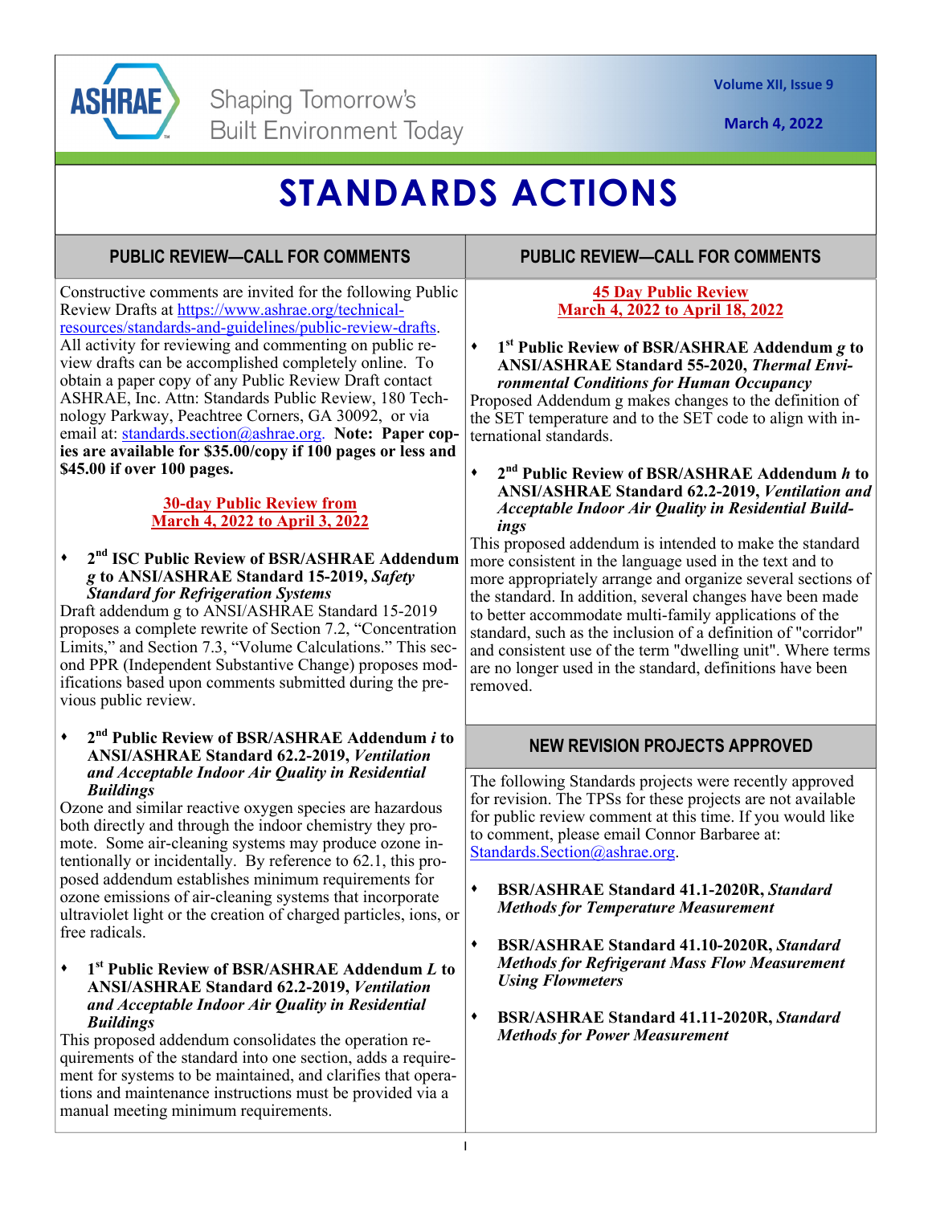ASHRAE — Shaping Tomorrow's Built Environment Today

Volume XII, Issue 9

March 4, 2022

# STANDARDS ACTIONS

## PUBLIC REVIEW—CALL FOR COMMENTS

Constructive comments are invited for the following Public Review Drafts at https://www.ashrae.org/technical-resources/standards-and-guidelines/public-review-drafts. All activity for reviewing and commenting on public review drafts can be accomplished completely online. To obtain a paper copy of any Public Review Draft contact ASHRAE, Inc. Attn: Standards Public Review, 180 Technology Parkway, Peachtree Corners, GA 30092, or via email at: standards.section@ashrae.org. **Note: Paper copies are available for $35.00/copy if 100 pages or less and $45.00 if over 100 pages.**

**30-day Public Review from March 4, 2022 to April 3, 2022**

- **2nd ISC Public Review of BSR/ASHRAE Addendum *g* to ANSI/ASHRAE Standard 15-2019, *Safety Standard for Refrigeration Systems***

Draft addendum g to ANSI/ASHRAE Standard 15-2019 proposes a complete rewrite of Section 7.2, "Concentration Limits," and Section 7.3, "Volume Calculations." This second PPR (Independent Substantive Change) proposes modifications based upon comments submitted during the previous public review.

- **2nd Public Review of BSR/ASHRAE Addendum *i* to ANSI/ASHRAE Standard 62.2-2019, *Ventilation and Acceptable Indoor Air Quality in Residential Buildings***

Ozone and similar reactive oxygen species are hazardous both directly and through the indoor chemistry they promote. Some air-cleaning systems may produce ozone intentionally or incidentally. By reference to 62.1, this proposed addendum establishes minimum requirements for ozone emissions of air-cleaning systems that incorporate ultraviolet light or the creation of charged particles, ions, or free radicals.

- **1st Public Review of BSR/ASHRAE Addendum *L* to ANSI/ASHRAE Standard 62.2-2019, *Ventilation and Acceptable Indoor Air Quality in Residential Buildings***

This proposed addendum consolidates the operation requirements of the standard into one section, adds a requirement for systems to be maintained, and clarifies that operations and maintenance instructions must be provided via a manual meeting minimum requirements.

**45 Day Public Review March 4, 2022 to April 18, 2022**

- **1st Public Review of BSR/ASHRAE Addendum *g* to ANSI/ASHRAE Standard 55-2020, *Thermal Environmental Conditions for Human Occupancy***

Proposed Addendum g makes changes to the definition of the SET temperature and to the SET code to align with international standards.

- **2nd Public Review of BSR/ASHRAE Addendum *h* to ANSI/ASHRAE Standard 62.2-2019, *Ventilation and Acceptable Indoor Air Quality in Residential Buildings***

This proposed addendum is intended to make the standard more consistent in the language used in the text and to more appropriately arrange and organize several sections of the standard. In addition, several changes have been made to better accommodate multi-family applications of the standard, such as the inclusion of a definition of "corridor" and consistent use of the term "dwelling unit". Where terms are no longer used in the standard, definitions have been removed.

## NEW REVISION PROJECTS APPROVED

The following Standards projects were recently approved for revision. The TPSs for these projects are not available for public review comment at this time. If you would like to comment, please email Connor Barbaree at: Standards.Section@ashrae.org.

- **BSR/ASHRAE Standard 41.1-2020R, *Standard Methods for Temperature Measurement***
- **BSR/ASHRAE Standard 41.10-2020R, *Standard Methods for Refrigerant Mass Flow Measurement Using Flowmeters***
- **BSR/ASHRAE Standard 41.11-2020R, *Standard Methods for Power Measurement***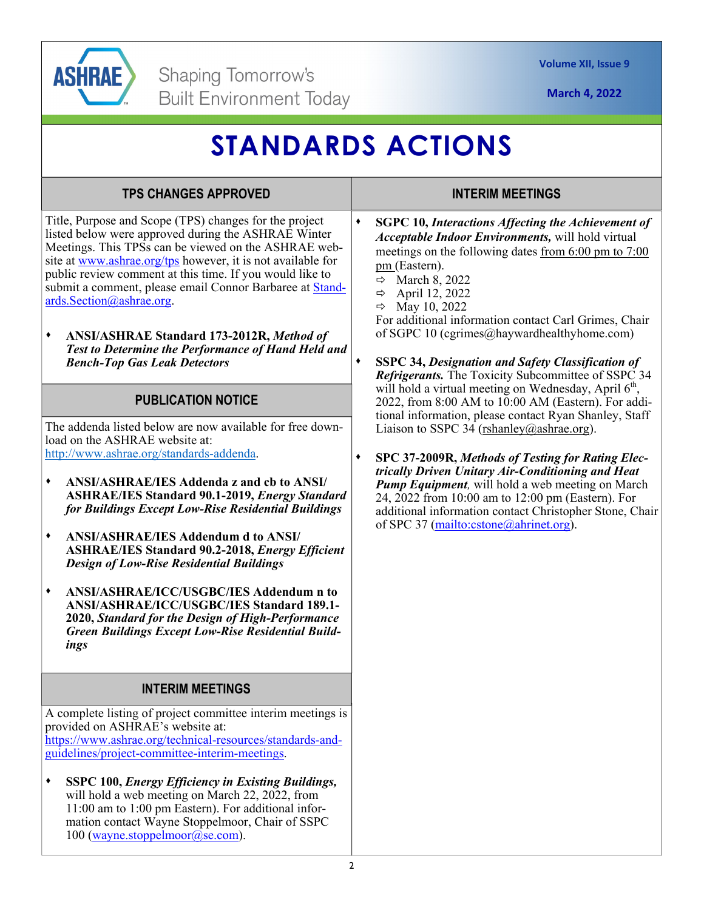# STANDARDS ACTIONS

## TPS CHANGES APPROVED

Title, Purpose and Scope (TPS) changes for the project listed below were approved during the ASHRAE Winter Meetings. This TPSs can be viewed on the ASHRAE website at www.ashrae.org/tps however, it is not available for public review comment at this time. If you would like to submit a comment, please email Connor Barbaree at Standards.Section@ashrae.org.

- **ANSI/ASHRAE Standard 173-2012R,** ***Method of Test to Determine the Performance of Hand Held and Bench-Top Gas Leak Detectors***

## PUBLICATION NOTICE

The addenda listed below are now available for free download on the ASHRAE website at: http://www.ashrae.org/standards-addenda.

- **ANSI/ASHRAE/IES Addenda z and cb to ANSI/ASHRAE/IES Standard 90.1-2019,** ***Energy Standard for Buildings Except Low-Rise Residential Buildings***
- **ANSI/ASHRAE/IES Addendum d to ANSI/ASHRAE/IES Standard 90.2-2018,** ***Energy Efficient Design of Low-Rise Residential Buildings***
- **ANSI/ASHRAE/ICC/USGBC/IES Addendum n to ANSI/ASHRAE/ICC/USGBC/IES Standard 189.1-2020,** ***Standard for the Design of High-Performance Green Buildings Except Low-Rise Residential Buildings***

## INTERIM MEETINGS

A complete listing of project committee interim meetings is provided on ASHRAE's website at: https://www.ashrae.org/technical-resources/standards-and-guidelines/project-committee-interim-meetings.

- **SSPC 100,** ***Energy Efficiency in Existing Buildings,*** will hold a web meeting on March 22, 2022, from 11:00 am to 1:00 pm Eastern). For additional information contact Wayne Stoppelmoor, Chair of SSPC 100 (wayne.stoppelmoor@se.com).
- **SGPC 10,** ***Interactions Affecting the Achievement of Acceptable Indoor Environments,*** will hold virtual meetings on the following dates from 6:00 pm to 7:00 pm (Eastern).
  - ⇨ March 8, 2022
  - ⇨ April 12, 2022
  - ⇨ May 10, 2022

  For additional information contact Carl Grimes, Chair of SGPC 10 (cgrimes@haywardhealthyhome.com)
- **SSPC 34,** ***Designation and Safety Classification of Refrigerants.*** The Toxicity Subcommittee of SSPC 34 will hold a virtual meeting on Wednesday, April 6th, 2022, from 8:00 AM to 10:00 AM (Eastern). For additional information, please contact Ryan Shanley, Staff Liaison to SSPC 34 (rshanley@ashrae.org).
- **SPC 37-2009R,** ***Methods of Testing for Rating Electrically Driven Unitary Air-Conditioning and Heat Pump Equipment,*** will hold a web meeting on March 24, 2022 from 10:00 am to 12:00 pm (Eastern). For additional information contact Christopher Stone, Chair of SPC 37 (mailto:cstone@ahrinet.org).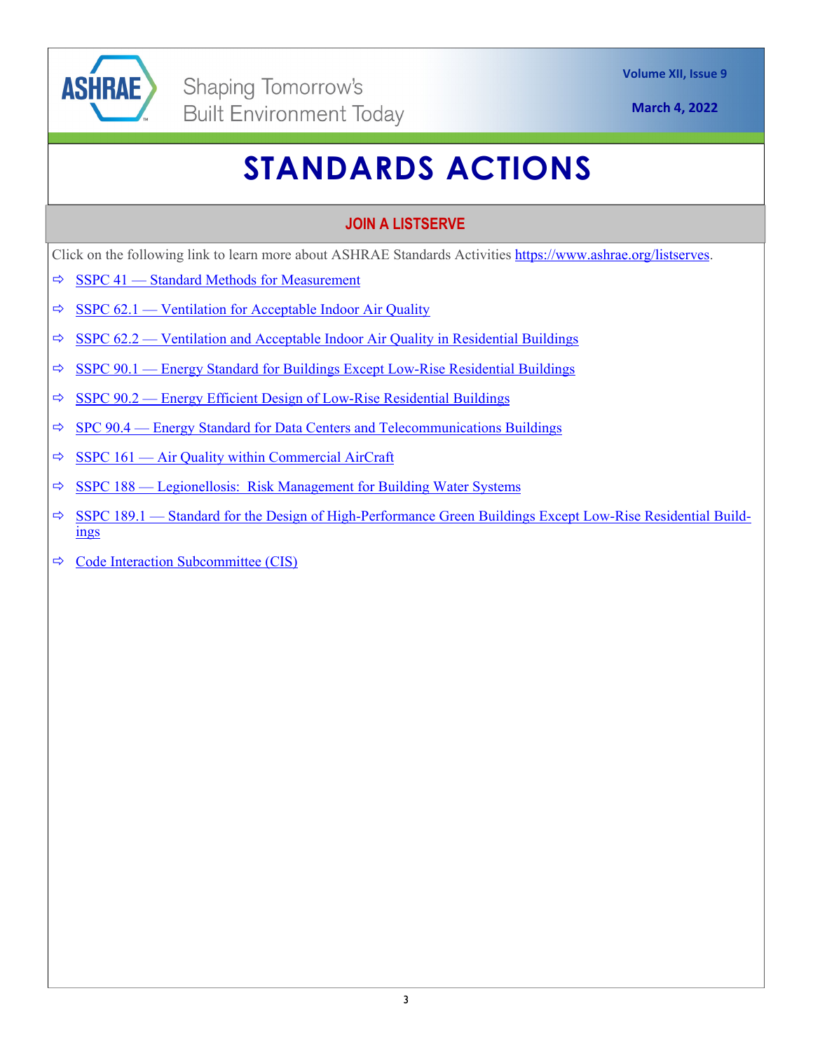# STANDARDS ACTIONS

## JOIN A LISTSERVE

Click on the following link to learn more about ASHRAE Standards Activities https://www.ashrae.org/listserves.

- SSPC 41 — Standard Methods for Measurement
- SSPC 62.1 — Ventilation for Acceptable Indoor Air Quality
- SSPC 62.2 — Ventilation and Acceptable Indoor Air Quality in Residential Buildings
- SSPC 90.1 — Energy Standard for Buildings Except Low-Rise Residential Buildings
- SSPC 90.2 — Energy Efficient Design of Low-Rise Residential Buildings
- SPC 90.4 — Energy Standard for Data Centers and Telecommunications Buildings
- SSPC 161 — Air Quality within Commercial AirCraft
- SSPC 188 — Legionellosis: Risk Management for Building Water Systems
- SSPC 189.1 — Standard for the Design of High-Performance Green Buildings Except Low-Rise Residential Buildings
- Code Interaction Subcommittee (CIS)